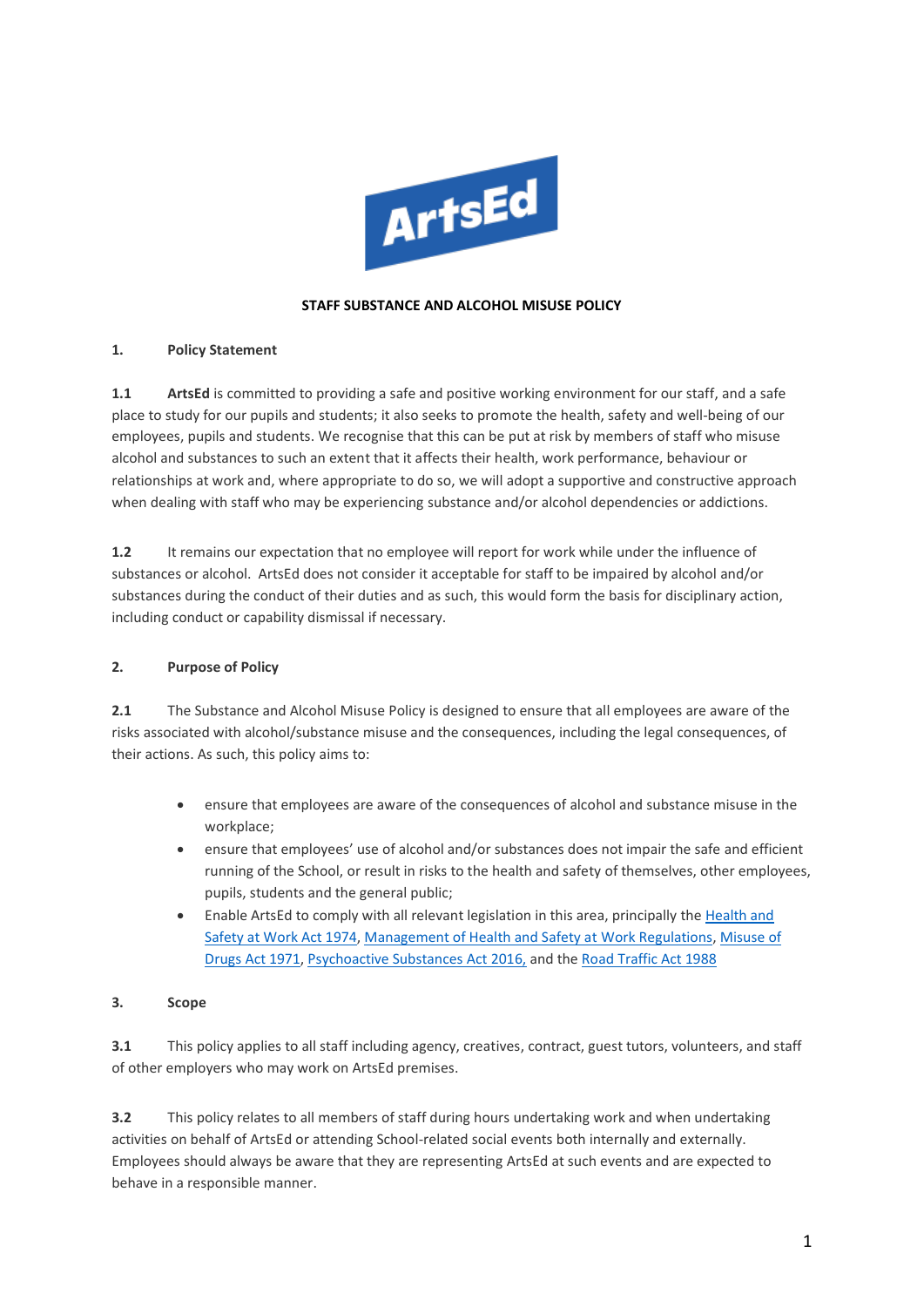# STAFF SUBSTANCE AND ALCOHOL MISUSE POLICY

## 1. Policy Statement

**1.1** **ArtsEd** is committed to providing a safe and positive working environment for our staff, and a safe place to study for our pupils and students; it also seeks to promote the health, safety and well-being of our employees, pupils and students. We recognise that this can be put at risk by members of staff who misuse alcohol and substances to such an extent that it affects their health, work performance, behaviour or relationships at work and, where appropriate to do so, we will adopt a supportive and constructive approach when dealing with staff who may be experiencing substance and/or alcohol dependencies or addictions.

**1.2** It remains our expectation that no employee will report for work while under the influence of substances or alcohol. ArtsEd does not consider it acceptable for staff to be impaired by alcohol and/or substances during the conduct of their duties and as such, this would form the basis for disciplinary action, including conduct or capability dismissal if necessary.

## 2. Purpose of Policy

**2.1** The Substance and Alcohol Misuse Policy is designed to ensure that all employees are aware of the risks associated with alcohol/substance misuse and the consequences, including the legal consequences, of their actions. As such, this policy aims to:

- ensure that employees are aware of the consequences of alcohol and substance misuse in the workplace;
- ensure that employees' use of alcohol and/or substances does not impair the safe and efficient running of the School, or result in risks to the health and safety of themselves, other employees, pupils, students and the general public;
- Enable ArtsEd to comply with all relevant legislation in this area, principally the Health and Safety at Work Act 1974, Management of Health and Safety at Work Regulations, Misuse of Drugs Act 1971, Psychoactive Substances Act 2016, and the Road Traffic Act 1988

## 3. Scope

**3.1** This policy applies to all staff including agency, creatives, contract, guest tutors, volunteers, and staff of other employers who may work on ArtsEd premises.

**3.2** This policy relates to all members of staff during hours undertaking work and when undertaking activities on behalf of ArtsEd or attending School-related social events both internally and externally. Employees should always be aware that they are representing ArtsEd at such events and are expected to behave in a responsible manner.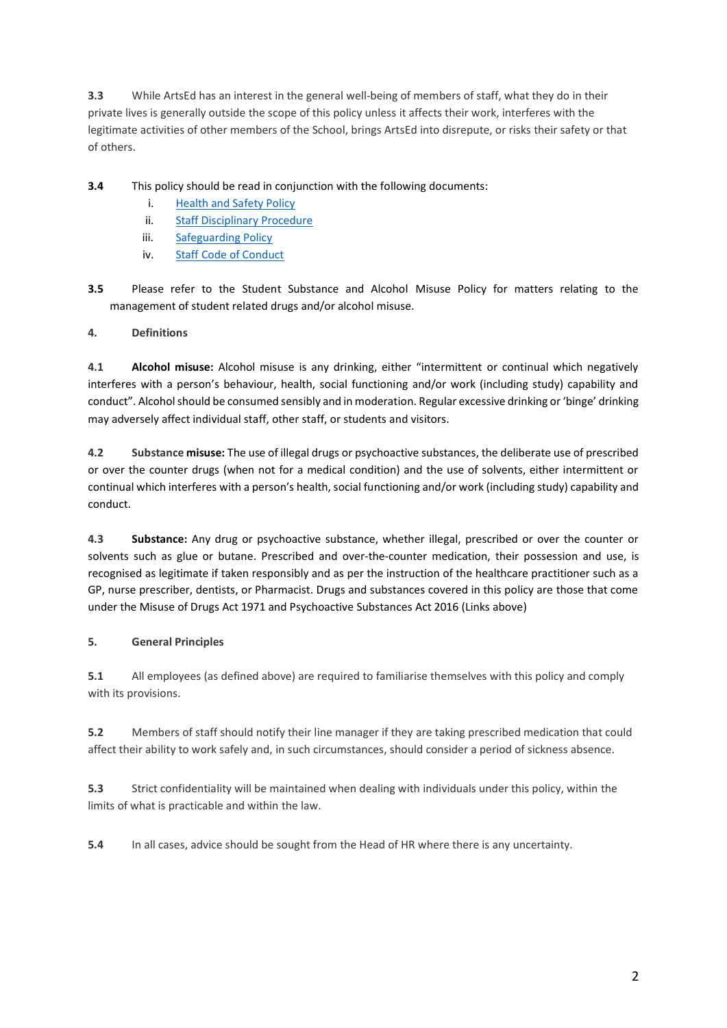**3.3** While ArtsEd has an interest in the general well-being of members of staff, what they do in their private lives is generally outside the scope of this policy unless it affects their work, interferes with the legitimate activities of other members of the School, brings ArtsEd into disrepute, or risks their safety or that of others.

**3.4** This policy should be read in conjunction with the following documents:

i. Health and Safety Policy
ii. Staff Disciplinary Procedure
iii. Safeguarding Policy
iv. Staff Code of Conduct

**3.5** Please refer to the Student Substance and Alcohol Misuse Policy for matters relating to the management of student related drugs and/or alcohol misuse.

## 4. Definitions

**4.1** **Alcohol misuse:** Alcohol misuse is any drinking, either "intermittent or continual which negatively interferes with a person's behaviour, health, social functioning and/or work (including study) capability and conduct". Alcohol should be consumed sensibly and in moderation. Regular excessive drinking or 'binge' drinking may adversely affect individual staff, other staff, or students and visitors.

**4.2** **Substance misuse:** The use of illegal drugs or psychoactive substances, the deliberate use of prescribed or over the counter drugs (when not for a medical condition) and the use of solvents, either intermittent or continual which interferes with a person's health, social functioning and/or work (including study) capability and conduct.

**4.3** **Substance:** Any drug or psychoactive substance, whether illegal, prescribed or over the counter or solvents such as glue or butane. Prescribed and over-the-counter medication, their possession and use, is recognised as legitimate if taken responsibly and as per the instruction of the healthcare practitioner such as a GP, nurse prescriber, dentists, or Pharmacist. Drugs and substances covered in this policy are those that come under the Misuse of Drugs Act 1971 and Psychoactive Substances Act 2016 (Links above)

## 5. General Principles

**5.1** All employees (as defined above) are required to familiarise themselves with this policy and comply with its provisions.

**5.2** Members of staff should notify their line manager if they are taking prescribed medication that could affect their ability to work safely and, in such circumstances, should consider a period of sickness absence.

**5.3** Strict confidentiality will be maintained when dealing with individuals under this policy, within the limits of what is practicable and within the law.

**5.4** In all cases, advice should be sought from the Head of HR where there is any uncertainty.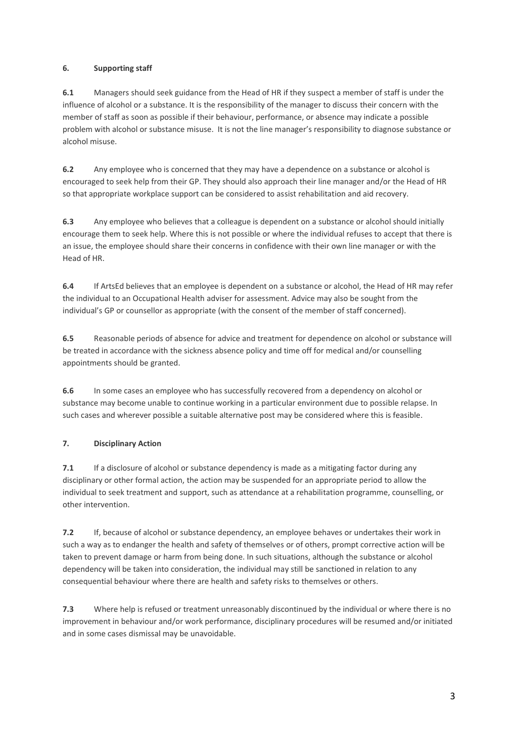## 6. Supporting staff

**6.1** Managers should seek guidance from the Head of HR if they suspect a member of staff is under the influence of alcohol or a substance. It is the responsibility of the manager to discuss their concern with the member of staff as soon as possible if their behaviour, performance, or absence may indicate a possible problem with alcohol or substance misuse. It is not the line manager's responsibility to diagnose substance or alcohol misuse.

**6.2** Any employee who is concerned that they may have a dependence on a substance or alcohol is encouraged to seek help from their GP. They should also approach their line manager and/or the Head of HR so that appropriate workplace support can be considered to assist rehabilitation and aid recovery.

**6.3** Any employee who believes that a colleague is dependent on a substance or alcohol should initially encourage them to seek help. Where this is not possible or where the individual refuses to accept that there is an issue, the employee should share their concerns in confidence with their own line manager or with the Head of HR.

**6.4** If ArtsEd believes that an employee is dependent on a substance or alcohol, the Head of HR may refer the individual to an Occupational Health adviser for assessment. Advice may also be sought from the individual's GP or counsellor as appropriate (with the consent of the member of staff concerned).

**6.5** Reasonable periods of absence for advice and treatment for dependence on alcohol or substance will be treated in accordance with the sickness absence policy and time off for medical and/or counselling appointments should be granted.

**6.6** In some cases an employee who has successfully recovered from a dependency on alcohol or substance may become unable to continue working in a particular environment due to possible relapse. In such cases and wherever possible a suitable alternative post may be considered where this is feasible.

## 7. Disciplinary Action

**7.1** If a disclosure of alcohol or substance dependency is made as a mitigating factor during any disciplinary or other formal action, the action may be suspended for an appropriate period to allow the individual to seek treatment and support, such as attendance at a rehabilitation programme, counselling, or other intervention.

**7.2** If, because of alcohol or substance dependency, an employee behaves or undertakes their work in such a way as to endanger the health and safety of themselves or of others, prompt corrective action will be taken to prevent damage or harm from being done. In such situations, although the substance or alcohol dependency will be taken into consideration, the individual may still be sanctioned in relation to any consequential behaviour where there are health and safety risks to themselves or others.

**7.3** Where help is refused or treatment unreasonably discontinued by the individual or where there is no improvement in behaviour and/or work performance, disciplinary procedures will be resumed and/or initiated and in some cases dismissal may be unavoidable.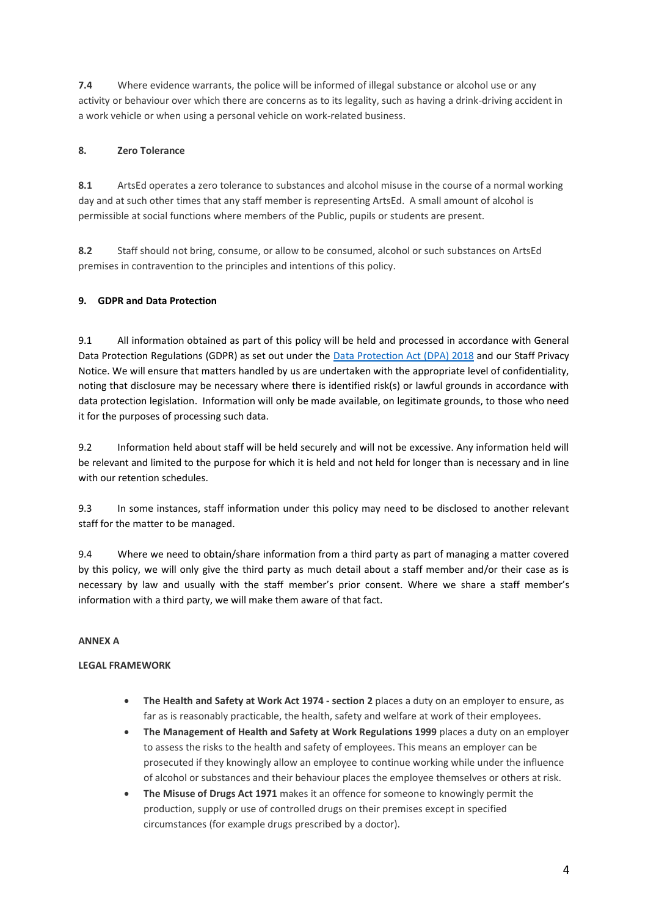**7.4** Where evidence warrants, the police will be informed of illegal substance or alcohol use or any activity or behaviour over which there are concerns as to its legality, such as having a drink-driving accident in a work vehicle or when using a personal vehicle on work-related business.

## 8. Zero Tolerance

**8.1** ArtsEd operates a zero tolerance to substances and alcohol misuse in the course of a normal working day and at such other times that any staff member is representing ArtsEd. A small amount of alcohol is permissible at social functions where members of the Public, pupils or students are present.

**8.2** Staff should not bring, consume, or allow to be consumed, alcohol or such substances on ArtsEd premises in contravention to the principles and intentions of this policy.

## 9. GDPR and Data Protection

9.1 All information obtained as part of this policy will be held and processed in accordance with General Data Protection Regulations (GDPR) as set out under the [Data Protection Act (DPA) 2018] and our Staff Privacy Notice. We will ensure that matters handled by us are undertaken with the appropriate level of confidentiality, noting that disclosure may be necessary where there is identified risk(s) or lawful grounds in accordance with data protection legislation. Information will only be made available, on legitimate grounds, to those who need it for the purposes of processing such data.

9.2 Information held about staff will be held securely and will not be excessive. Any information held will be relevant and limited to the purpose for which it is held and not held for longer than is necessary and in line with our retention schedules.

9.3 In some instances, staff information under this policy may need to be disclosed to another relevant staff for the matter to be managed.

9.4 Where we need to obtain/share information from a third party as part of managing a matter covered by this policy, we will only give the third party as much detail about a staff member and/or their case as is necessary by law and usually with the staff member's prior consent. Where we share a staff member's information with a third party, we will make them aware of that fact.

**ANNEX A**

**LEGAL FRAMEWORK**

- **The Health and Safety at Work Act 1974 - section 2** places a duty on an employer to ensure, as far as is reasonably practicable, the health, safety and welfare at work of their employees.
- **The Management of Health and Safety at Work Regulations 1999** places a duty on an employer to assess the risks to the health and safety of employees. This means an employer can be prosecuted if they knowingly allow an employee to continue working while under the influence of alcohol or substances and their behaviour places the employee themselves or others at risk.
- **The Misuse of Drugs Act 1971** makes it an offence for someone to knowingly permit the production, supply or use of controlled drugs on their premises except in specified circumstances (for example drugs prescribed by a doctor).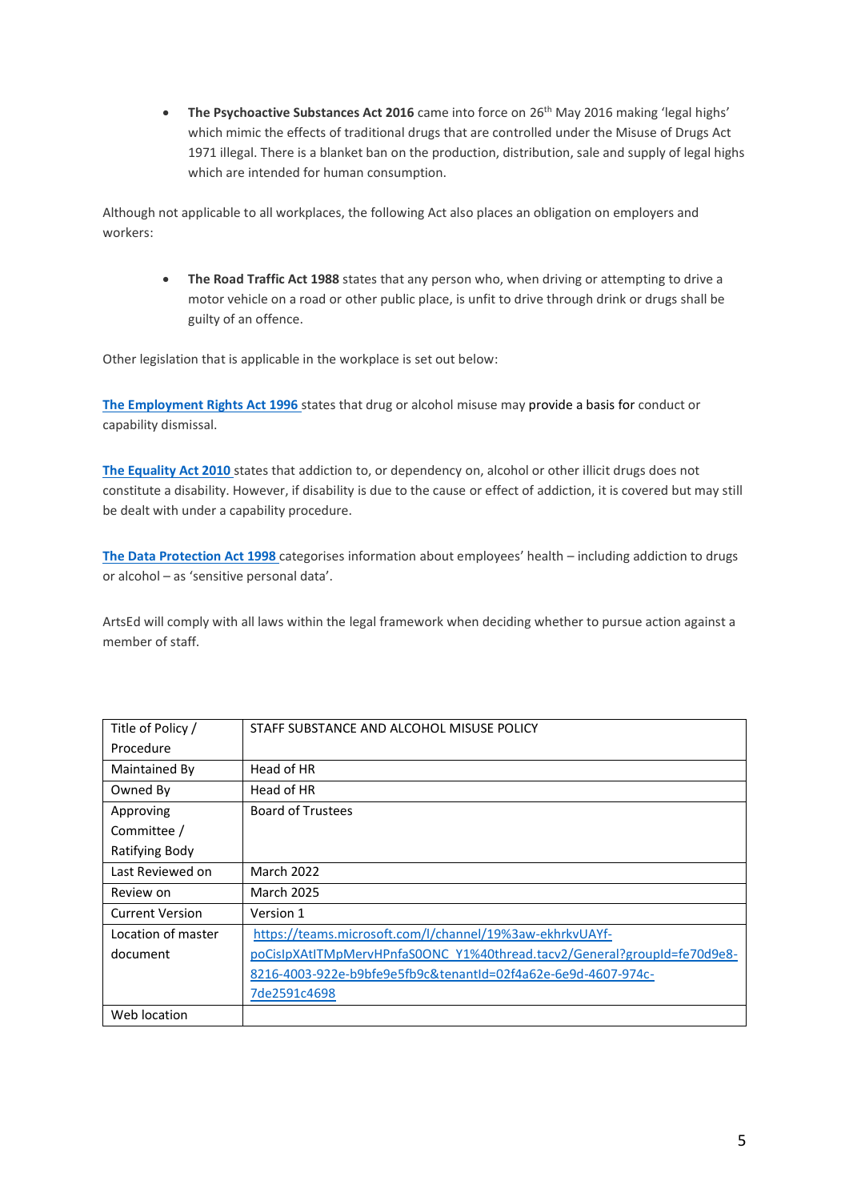- **The Psychoactive Substances Act 2016** came into force on 26th May 2016 making 'legal highs' which mimic the effects of traditional drugs that are controlled under the Misuse of Drugs Act 1971 illegal. There is a blanket ban on the production, distribution, sale and supply of legal highs which are intended for human consumption.

Although not applicable to all workplaces, the following Act also places an obligation on employers and workers:

- **The Road Traffic Act 1988** states that any person who, when driving or attempting to drive a motor vehicle on a road or other public place, is unfit to drive through drink or drugs shall be guilty of an offence.

Other legislation that is applicable in the workplace is set out below:

**The Employment Rights Act 1996** states that drug or alcohol misuse may provide a basis for conduct or capability dismissal.

**The Equality Act 2010** states that addiction to, or dependency on, alcohol or other illicit drugs does not constitute a disability. However, if disability is due to the cause or effect of addiction, it is covered but may still be dealt with under a capability procedure.

**The Data Protection Act 1998** categorises information about employees' health – including addiction to drugs or alcohol – as 'sensitive personal data'.

ArtsEd will comply with all laws within the legal framework when deciding whether to pursue action against a member of staff.

| | |
|---|---|
| Title of Policy / Procedure | STAFF SUBSTANCE AND ALCOHOL MISUSE POLICY |
| Maintained By | Head of HR |
| Owned By | Head of HR |
| Approving Committee / Ratifying Body | Board of Trustees |
| Last Reviewed on | March 2022 |
| Review on | March 2025 |
| Current Version | Version 1 |
| Location of master document | https://teams.microsoft.com/l/channel/19%3aw-ekhrkvUAYf-poCisIpXAtITMpMervHPnfaS0ONC_Y1%40thread.tacv2/General?groupId=fe70d9e8-8216-4003-922e-b9bfe9e5fb9c&tenantId=02f4a62e-6e9d-4607-974c-7de2591c4698 |
| Web location | |